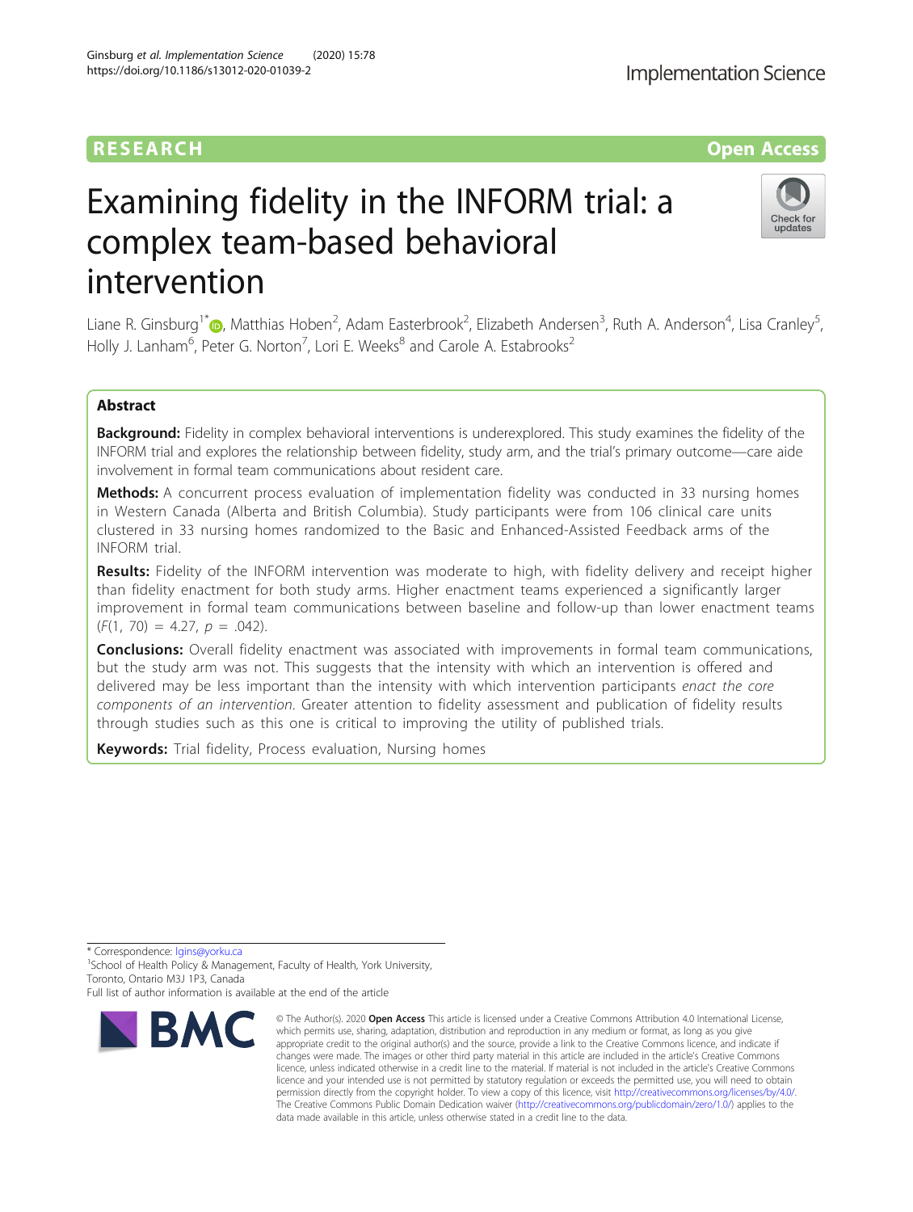RESEARCH

Open Access

# Examining fidelity in the INFORM trial: a complex team-based behavioral intervention

Liane R. Ginsburg[1*], Matthias Hoben[2], Adam Easterbrook[2], Elizabeth Andersen[3], Ruth A. Anderson[4], Lisa Cranley[5], Holly J. Lanham[6], Peter G. Norton[7], Lori E. Weeks[8] and Carole A. Estabrooks[2]

## Abstract

**Background:** Fidelity in complex behavioral interventions is underexplored. This study examines the fidelity of the INFORM trial and explores the relationship between fidelity, study arm, and the trial's primary outcome—care aide involvement in formal team communications about resident care.

**Methods:** A concurrent process evaluation of implementation fidelity was conducted in 33 nursing homes in Western Canada (Alberta and British Columbia). Study participants were from 106 clinical care units clustered in 33 nursing homes randomized to the Basic and Enhanced-Assisted Feedback arms of the INFORM trial.

**Results:** Fidelity of the INFORM intervention was moderate to high, with fidelity delivery and receipt higher than fidelity enactment for both study arms. Higher enactment teams experienced a significantly larger improvement in formal team communications between baseline and follow-up than lower enactment teams ($F(1, 70) = 4.27$, $p = .042$).

**Conclusions:** Overall fidelity enactment was associated with improvements in formal team communications, but the study arm was not. This suggests that the intensity with which an intervention is offered and delivered may be less important than the intensity with which intervention participants *enact the core components of an intervention*. Greater attention to fidelity assessment and publication of fidelity results through studies such as this one is critical to improving the utility of published trials.

**Keywords:** Trial fidelity, Process evaluation, Nursing homes

---

* Correspondence: lgins@yorku.ca

[1]School of Health Policy & Management, Faculty of Health, York University, Toronto, Ontario M3J 1P3, Canada

Full list of author information is available at the end of the article

© The Author(s). 2020 **Open Access** This article is licensed under a Creative Commons Attribution 4.0 International License, which permits use, sharing, adaptation, distribution and reproduction in any medium or format, as long as you give appropriate credit to the original author(s) and the source, provide a link to the Creative Commons licence, and indicate if changes were made. The images or other third party material in this article are included in the article's Creative Commons licence, unless indicated otherwise in a credit line to the material. If material is not included in the article's Creative Commons licence and your intended use is not permitted by statutory regulation or exceeds the permitted use, you will need to obtain permission directly from the copyright holder. To view a copy of this licence, visit http://creativecommons.org/licenses/by/4.0/. The Creative Commons Public Domain Dedication waiver (http://creativecommons.org/publicdomain/zero/1.0/) applies to the data made available in this article, unless otherwise stated in a credit line to the data.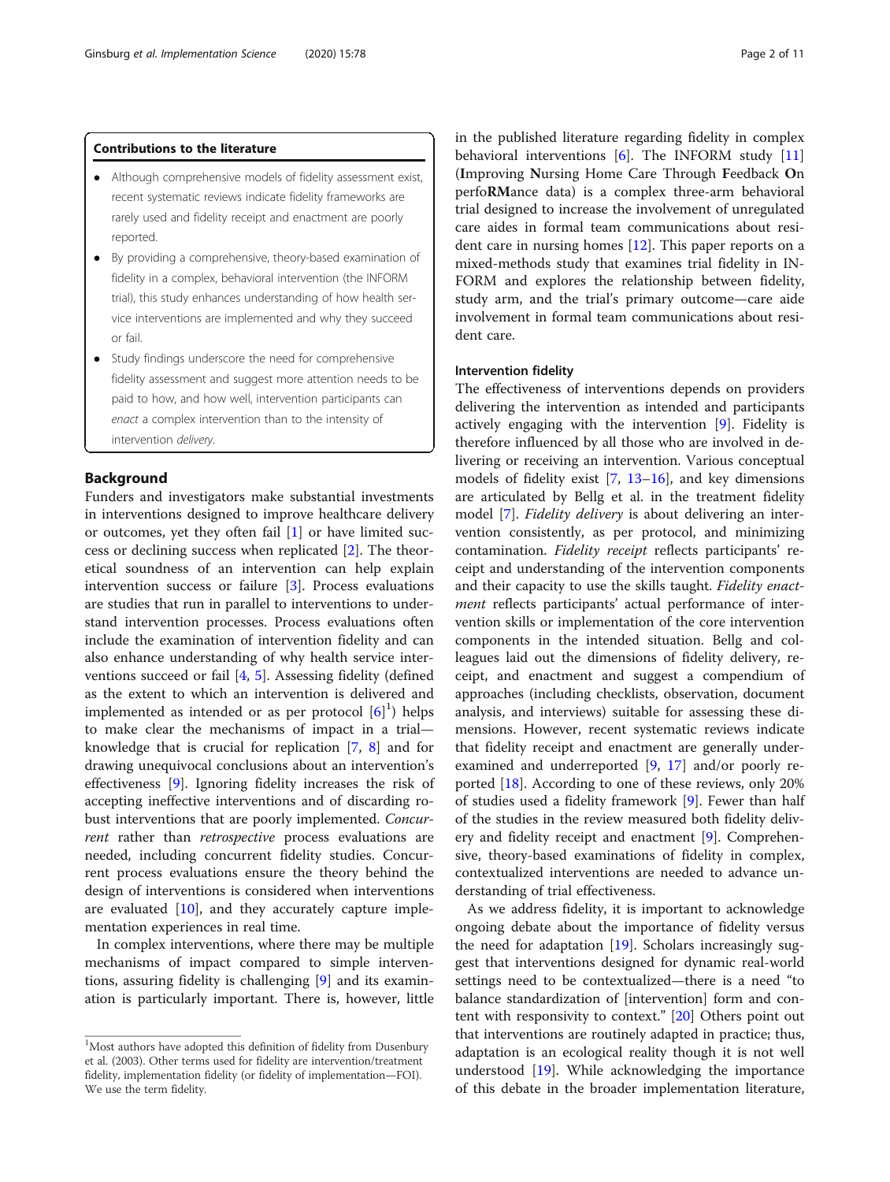### Contributions to the literature

- Although comprehensive models of fidelity assessment exist, recent systematic reviews indicate fidelity frameworks are rarely used and fidelity receipt and enactment are poorly reported.
- By providing a comprehensive, theory-based examination of fidelity in a complex, behavioral intervention (the INFORM trial), this study enhances understanding of how health service interventions are implemented and why they succeed or fail.
- Study findings underscore the need for comprehensive fidelity assessment and suggest more attention needs to be paid to how, and how well, intervention participants can *enact* a complex intervention than to the intensity of intervention *delivery*.

## Background

Funders and investigators make substantial investments in interventions designed to improve healthcare delivery or outcomes, yet they often fail [1] or have limited success or declining success when replicated [2]. The theoretical soundness of an intervention can help explain intervention success or failure [3]. Process evaluations are studies that run in parallel to interventions to understand intervention processes. Process evaluations often include the examination of intervention fidelity and can also enhance understanding of why health service interventions succeed or fail [4, 5]. Assessing fidelity (defined as the extent to which an intervention is delivered and implemented as intended or as per protocol [6][1]) helps to make clear the mechanisms of impact in a trial—knowledge that is crucial for replication [7, 8] and for drawing unequivocal conclusions about an intervention's effectiveness [9]. Ignoring fidelity increases the risk of accepting ineffective interventions and of discarding robust interventions that are poorly implemented. *Concurrent* rather than *retrospective* process evaluations are needed, including concurrent fidelity studies. Concurrent process evaluations ensure the theory behind the design of interventions is considered when interventions are evaluated [10], and they accurately capture implementation experiences in real time.

In complex interventions, where there may be multiple mechanisms of impact compared to simple interventions, assuring fidelity is challenging [9] and its examination is particularly important. There is, however, little in the published literature regarding fidelity in complex behavioral interventions [6]. The INFORM study [11] (**I**mproving **N**ursing Home Care Through **F**eedback **O**n perfo**RM**ance data) is a complex three-arm behavioral trial designed to increase the involvement of unregulated care aides in formal team communications about resident care in nursing homes [12]. This paper reports on a mixed-methods study that examines trial fidelity in INFORM and explores the relationship between fidelity, study arm, and the trial's primary outcome—care aide involvement in formal team communications about resident care.

### Intervention fidelity

The effectiveness of interventions depends on providers delivering the intervention as intended and participants actively engaging with the intervention [9]. Fidelity is therefore influenced by all those who are involved in delivering or receiving an intervention. Various conceptual models of fidelity exist [7, 13–16], and key dimensions are articulated by Bellg et al. in the treatment fidelity model [7]. *Fidelity delivery* is about delivering an intervention consistently, as per protocol, and minimizing contamination. *Fidelity receipt* reflects participants' receipt and understanding of the intervention components and their capacity to use the skills taught. *Fidelity enactment* reflects participants' actual performance of intervention skills or implementation of the core intervention components in the intended situation. Bellg and colleagues laid out the dimensions of fidelity delivery, receipt, and enactment and suggest a compendium of approaches (including checklists, observation, document analysis, and interviews) suitable for assessing these dimensions. However, recent systematic reviews indicate that fidelity receipt and enactment are generally underexamined and underreported [9, 17] and/or poorly reported [18]. According to one of these reviews, only 20% of studies used a fidelity framework [9]. Fewer than half of the studies in the review measured both fidelity delivery and fidelity receipt and enactment [9]. Comprehensive, theory-based examinations of fidelity in complex, contextualized interventions are needed to advance understanding of trial effectiveness.

As we address fidelity, it is important to acknowledge ongoing debate about the importance of fidelity versus the need for adaptation [19]. Scholars increasingly suggest that interventions designed for dynamic real-world settings need to be contextualized—there is a need "to balance standardization of [intervention] form and content with responsivity to context." [20] Others point out that interventions are routinely adapted in practice; thus, adaptation is an ecological reality though it is not well understood [19]. While acknowledging the importance of this debate in the broader implementation literature,

[1] Most authors have adopted this definition of fidelity from Dusenbury et al. (2003). Other terms used for fidelity are intervention/treatment fidelity, implementation fidelity (or fidelity of implementation—FOI). We use the term fidelity.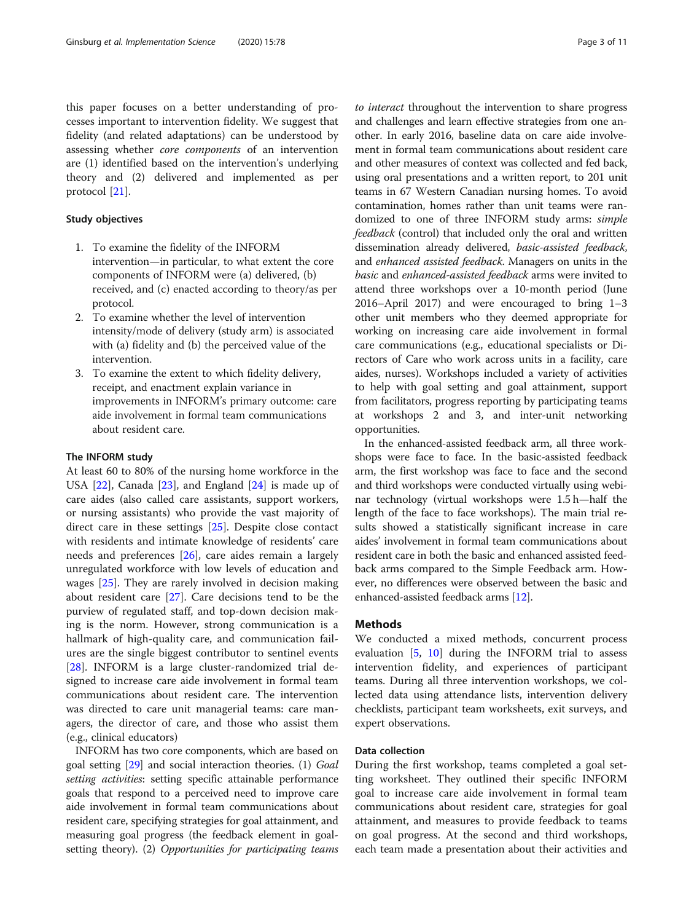this paper focuses on a better understanding of processes important to intervention fidelity. We suggest that fidelity (and related adaptations) can be understood by assessing whether *core components* of an intervention are (1) identified based on the intervention's underlying theory and (2) delivered and implemented as per protocol [21].

### Study objectives

1. To examine the fidelity of the INFORM intervention—in particular, to what extent the core components of INFORM were (a) delivered, (b) received, and (c) enacted according to theory/as per protocol.
2. To examine whether the level of intervention intensity/mode of delivery (study arm) is associated with (a) fidelity and (b) the perceived value of the intervention.
3. To examine the extent to which fidelity delivery, receipt, and enactment explain variance in improvements in INFORM's primary outcome: care aide involvement in formal team communications about resident care.

### The INFORM study

At least 60 to 80% of the nursing home workforce in the USA [22], Canada [23], and England [24] is made up of care aides (also called care assistants, support workers, or nursing assistants) who provide the vast majority of direct care in these settings [25]. Despite close contact with residents and intimate knowledge of residents' care needs and preferences [26], care aides remain a largely unregulated workforce with low levels of education and wages [25]. They are rarely involved in decision making about resident care [27]. Care decisions tend to be the purview of regulated staff, and top-down decision making is the norm. However, strong communication is a hallmark of high-quality care, and communication failures are the single biggest contributor to sentinel events [28]. INFORM is a large cluster-randomized trial designed to increase care aide involvement in formal team communications about resident care. The intervention was directed to care unit managerial teams: care managers, the director of care, and those who assist them (e.g., clinical educators)

INFORM has two core components, which are based on goal setting [29] and social interaction theories. (1) *Goal setting activities*: setting specific attainable performance goals that respond to a perceived need to improve care aide involvement in formal team communications about resident care, specifying strategies for goal attainment, and measuring goal progress (the feedback element in goal-setting theory). (2) *Opportunities for participating teams to interact* throughout the intervention to share progress and challenges and learn effective strategies from one another. In early 2016, baseline data on care aide involvement in formal team communications about resident care and other measures of context was collected and fed back, using oral presentations and a written report, to 201 unit teams in 67 Western Canadian nursing homes. To avoid contamination, homes rather than unit teams were randomized to one of three INFORM study arms: *simple feedback* (control) that included only the oral and written dissemination already delivered, *basic-assisted feedback*, and *enhanced assisted feedback*. Managers on units in the *basic* and *enhanced-assisted feedback* arms were invited to attend three workshops over a 10-month period (June 2016–April 2017) and were encouraged to bring 1–3 other unit members who they deemed appropriate for working on increasing care aide involvement in formal care communications (e.g., educational specialists or Directors of Care who work across units in a facility, care aides, nurses). Workshops included a variety of activities to help with goal setting and goal attainment, support from facilitators, progress reporting by participating teams at workshops 2 and 3, and inter-unit networking opportunities.

In the enhanced-assisted feedback arm, all three workshops were face to face. In the basic-assisted feedback arm, the first workshop was face to face and the second and third workshops were conducted virtually using webinar technology (virtual workshops were 1.5 h—half the length of the face to face workshops). The main trial results showed a statistically significant increase in care aides' involvement in formal team communications about resident care in both the basic and enhanced assisted feedback arms compared to the Simple Feedback arm. However, no differences were observed between the basic and enhanced-assisted feedback arms [12].

## Methods

We conducted a mixed methods, concurrent process evaluation [5, 10] during the INFORM trial to assess intervention fidelity, and experiences of participant teams. During all three intervention workshops, we collected data using attendance lists, intervention delivery checklists, participant team worksheets, exit surveys, and expert observations.

### Data collection

During the first workshop, teams completed a goal setting worksheet. They outlined their specific INFORM goal to increase care aide involvement in formal team communications about resident care, strategies for goal attainment, and measures to provide feedback to teams on goal progress. At the second and third workshops, each team made a presentation about their activities and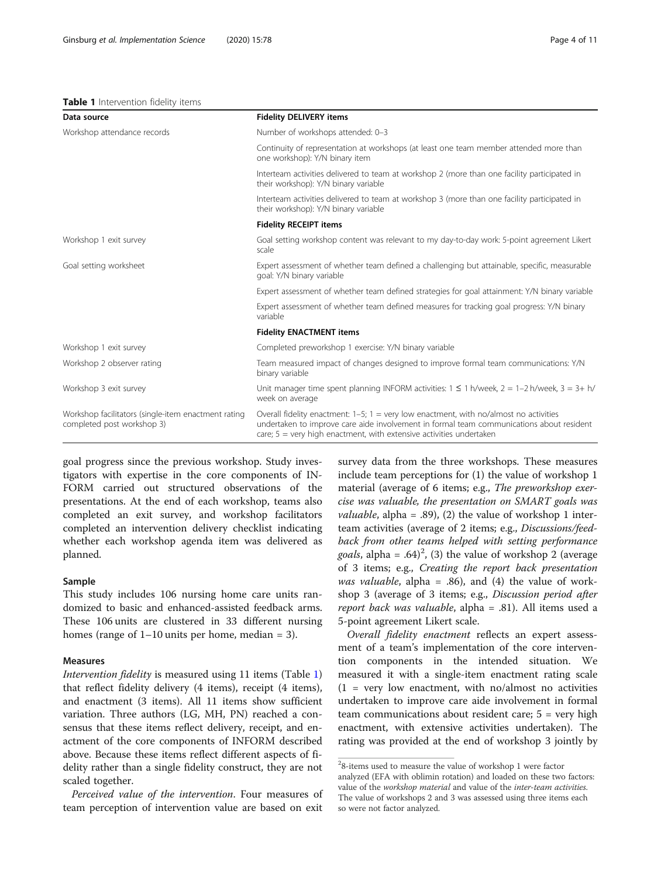**Table 1** Intervention fidelity items

| Data source | Fidelity DELIVERY items |
| --- | --- |
| Workshop attendance records | Number of workshops attended: 0–3 |
| | Continuity of representation at workshops (at least one team member attended more than one workshop): Y/N binary item |
| | Interteam activities delivered to team at workshop 2 (more than one facility participated in their workshop): Y/N binary variable |
| | Interteam activities delivered to team at workshop 3 (more than one facility participated in their workshop): Y/N binary variable |
| | **Fidelity RECEIPT items** |
| Workshop 1 exit survey | Goal setting workshop content was relevant to my day-to-day work: 5-point agreement Likert scale |
| Goal setting worksheet | Expert assessment of whether team defined a challenging but attainable, specific, measurable goal: Y/N binary variable |
| | Expert assessment of whether team defined strategies for goal attainment: Y/N binary variable |
| | Expert assessment of whether team defined measures for tracking goal progress: Y/N binary variable |
| | **Fidelity ENACTMENT items** |
| Workshop 1 exit survey | Completed preworkshop 1 exercise: Y/N binary variable |
| Workshop 2 observer rating | Team measured impact of changes designed to improve formal team communications: Y/N binary variable |
| Workshop 3 exit survey | Unit manager time spent planning INFORM activities: 1 ≤ 1 h/week, 2 = 1–2 h/week, 3 = 3+ h/week on average |
| Workshop facilitators (single-item enactment rating completed post workshop 3) | Overall fidelity enactment: 1–5; 1 = very low enactment, with no/almost no activities undertaken to improve care aide involvement in formal team communications about resident care; 5 = very high enactment, with extensive activities undertaken |

goal progress since the previous workshop. Study investigators with expertise in the core components of INFORM carried out structured observations of the presentations. At the end of each workshop, teams also completed an exit survey, and workshop facilitators completed an intervention delivery checklist indicating whether each workshop agenda item was delivered as planned.

### Sample

This study includes 106 nursing home care units randomized to basic and enhanced-assisted feedback arms. These 106 units are clustered in 33 different nursing homes (range of 1–10 units per home, median = 3).

### Measures

*Intervention fidelity* is measured using 11 items (Table 1) that reflect fidelity delivery (4 items), receipt (4 items), and enactment (3 items). All 11 items show sufficient variation. Three authors (LG, MH, PN) reached a consensus that these items reflect delivery, receipt, and enactment of the core components of INFORM described above. Because these items reflect different aspects of fidelity rather than a single fidelity construct, they are not scaled together.

*Perceived value of the intervention*. Four measures of team perception of intervention value are based on exit survey data from the three workshops. These measures include team perceptions for (1) the value of workshop 1 material (average of 6 items; e.g., *The preworkshop exercise was valuable, the presentation on SMART goals was valuable*, alpha = .89), (2) the value of workshop 1 interteam activities (average of 2 items; e.g., *Discussions/feedback from other teams helped with setting performance goals*, alpha = .64)[2], (3) the value of workshop 2 (average of 3 items; e.g., *Creating the report back presentation was valuable*, alpha = .86), and (4) the value of workshop 3 (average of 3 items; e.g., *Discussion period after report back was valuable*, alpha = .81). All items used a 5-point agreement Likert scale.

*Overall fidelity enactment* reflects an expert assessment of a team's implementation of the core intervention components in the intended situation. We measured it with a single-item enactment rating scale (1 = very low enactment, with no/almost no activities undertaken to improve care aide involvement in formal team communications about resident care; 5 = very high enactment, with extensive activities undertaken). The rating was provided at the end of workshop 3 jointly by

[2] 8-items used to measure the value of workshop 1 were factor analyzed (EFA with oblimin rotation) and loaded on these two factors: value of the *workshop material* and value of the *inter-team activities*. The value of workshops 2 and 3 was assessed using three items each so were not factor analyzed.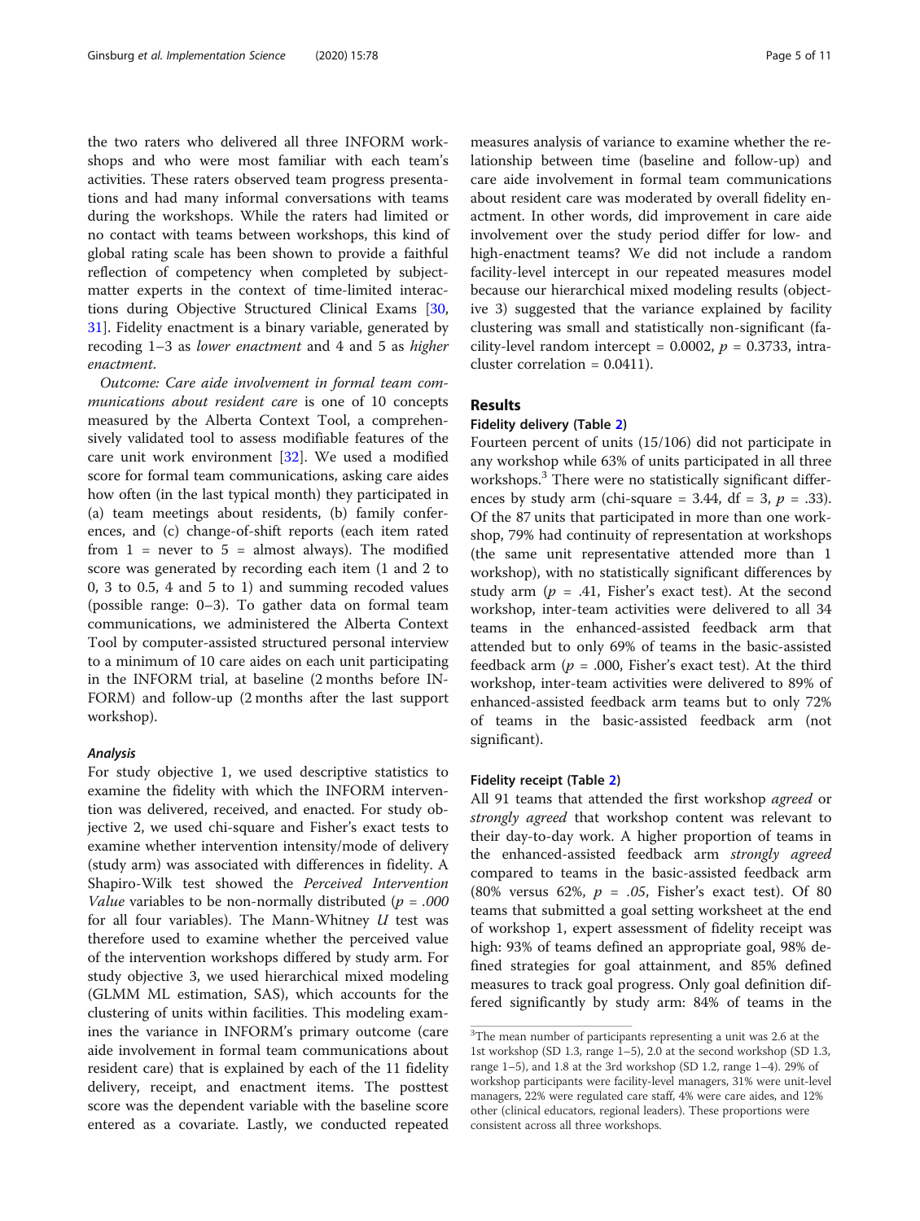the two raters who delivered all three INFORM workshops and who were most familiar with each team's activities. These raters observed team progress presentations and had many informal conversations with teams during the workshops. While the raters had limited or no contact with teams between workshops, this kind of global rating scale has been shown to provide a faithful reflection of competency when completed by subject-matter experts in the context of time-limited interactions during Objective Structured Clinical Exams [30, 31]. Fidelity enactment is a binary variable, generated by recoding 1–3 as *lower enactment* and 4 and 5 as *higher enactment*.

*Outcome: Care aide involvement in formal team communications about resident care* is one of 10 concepts measured by the Alberta Context Tool, a comprehensively validated tool to assess modifiable features of the care unit work environment [32]. We used a modified score for formal team communications, asking care aides how often (in the last typical month) they participated in (a) team meetings about residents, (b) family conferences, and (c) change-of-shift reports (each item rated from 1 = never to 5 = almost always). The modified score was generated by recording each item (1 and 2 to 0, 3 to 0.5, 4 and 5 to 1) and summing recoded values (possible range: 0–3). To gather data on formal team communications, we administered the Alberta Context Tool by computer-assisted structured personal interview to a minimum of 10 care aides on each unit participating in the INFORM trial, at baseline (2 months before INFORM) and follow-up (2 months after the last support workshop).

#### Analysis

For study objective 1, we used descriptive statistics to examine the fidelity with which the INFORM intervention was delivered, received, and enacted. For study objective 2, we used chi-square and Fisher's exact tests to examine whether intervention intensity/mode of delivery (study arm) was associated with differences in fidelity. A Shapiro-Wilk test showed the *Perceived Intervention Value* variables to be non-normally distributed (*p* = *.000* for all four variables). The Mann-Whitney *U* test was therefore used to examine whether the perceived value of the intervention workshops differed by study arm. For study objective 3, we used hierarchical mixed modeling (GLMM ML estimation, SAS), which accounts for the clustering of units within facilities. This modeling examines the variance in INFORM's primary outcome (care aide involvement in formal team communications about resident care) that is explained by each of the 11 fidelity delivery, receipt, and enactment items. The posttest score was the dependent variable with the baseline score entered as a covariate. Lastly, we conducted repeated measures analysis of variance to examine whether the relationship between time (baseline and follow-up) and care aide involvement in formal team communications about resident care was moderated by overall fidelity enactment. In other words, did improvement in care aide involvement over the study period differ for low- and high-enactment teams? We did not include a random facility-level intercept in our repeated measures model because our hierarchical mixed modeling results (objective 3) suggested that the variance explained by facility clustering was small and statistically non-significant (facility-level random intercept = 0.0002, *p* = 0.3733, intracluster correlation = 0.0411).

## Results

### Fidelity delivery (Table 2)

Fourteen percent of units (15/106) did not participate in any workshop while 63% of units participated in all three workshops.[3] There were no statistically significant differences by study arm (chi-square = 3.44, df = 3, *p* = .33). Of the 87 units that participated in more than one workshop, 79% had continuity of representation at workshops (the same unit representative attended more than 1 workshop), with no statistically significant differences by study arm (*p* = .41, Fisher's exact test). At the second workshop, inter-team activities were delivered to all 34 teams in the enhanced-assisted feedback arm that attended but to only 69% of teams in the basic-assisted feedback arm (*p* = .000, Fisher's exact test). At the third workshop, inter-team activities were delivered to 89% of enhanced-assisted feedback arm teams but to only 72% of teams in the basic-assisted feedback arm (not significant).

### Fidelity receipt (Table 2)

All 91 teams that attended the first workshop *agreed* or *strongly agreed* that workshop content was relevant to their day-to-day work. A higher proportion of teams in the enhanced-assisted feedback arm *strongly agreed* compared to teams in the basic-assisted feedback arm (80% versus 62%, *p* = .05, Fisher's exact test). Of 80 teams that submitted a goal setting worksheet at the end of workshop 1, expert assessment of fidelity receipt was high: 93% of teams defined an appropriate goal, 98% defined strategies for goal attainment, and 85% defined measures to track goal progress. Only goal definition differed significantly by study arm: 84% of teams in the

[3] The mean number of participants representing a unit was 2.6 at the 1st workshop (SD 1.3, range 1–5), 2.0 at the second workshop (SD 1.3, range 1–5), and 1.8 at the 3rd workshop (SD 1.2, range 1–4). 29% of workshop participants were facility-level managers, 31% were unit-level managers, 22% were regulated care staff, 4% were care aides, and 12% other (clinical educators, regional leaders). These proportions were consistent across all three workshops.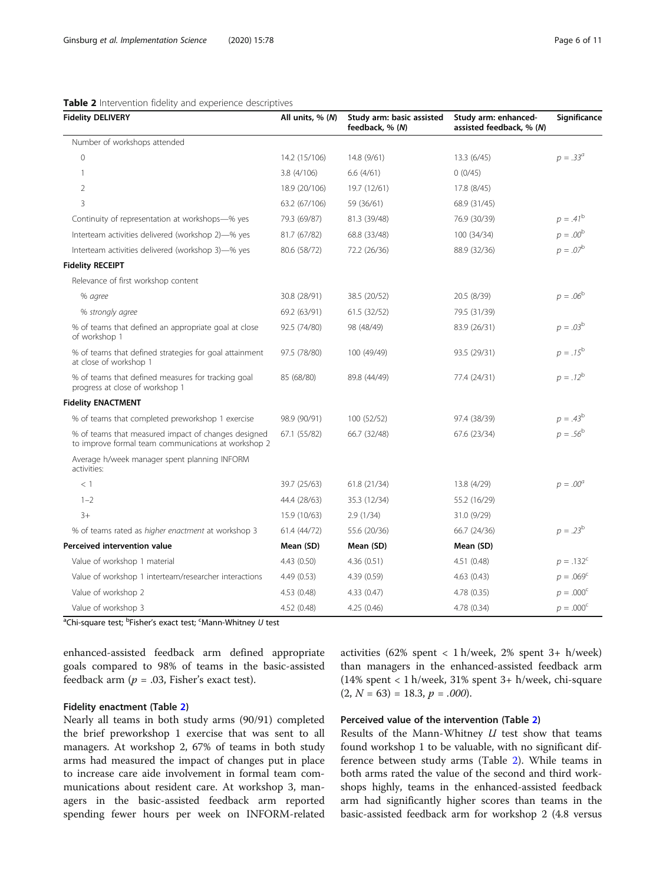**Table 2** Intervention fidelity and experience descriptives

| Fidelity DELIVERY | All units, % (N) | Study arm: basic assisted feedback, % (N) | Study arm: enhanced-assisted feedback, % (N) | Significance |
|---|---|---|---|---|
| Number of workshops attended | | | | |
| 0 | 14.2 (15/106) | 14.8 (9/61) | 13.3 (6/45) | $p = .33^{a}$ |
| 1 | 3.8 (4/106) | 6.6 (4/61) | 0 (0/45) | |
| 2 | 18.9 (20/106) | 19.7 (12/61) | 17.8 (8/45) | |
| 3 | 63.2 (67/106) | 59 (36/61) | 68.9 (31/45) | |
| Continuity of representation at workshops—% yes | 79.3 (69/87) | 81.3 (39/48) | 76.9 (30/39) | $p = .41^{b}$ |
| Interteam activities delivered (workshop 2)—% yes | 81.7 (67/82) | 68.8 (33/48) | 100 (34/34) | $p = .00^{b}$ |
| Interteam activities delivered (workshop 3)—% yes | 80.6 (58/72) | 72.2 (26/36) | 88.9 (32/36) | $p = .07^{b}$ |
| **Fidelity RECEIPT** | | | | |
| Relevance of first workshop content | | | | |
| *% agree* | 30.8 (28/91) | 38.5 (20/52) | 20.5 (8/39) | $p = .06^{b}$ |
| *% strongly agree* | 69.2 (63/91) | 61.5 (32/52) | 79.5 (31/39) | |
| % of teams that defined an appropriate goal at close of workshop 1 | 92.5 (74/80) | 98 (48/49) | 83.9 (26/31) | $p = .03^{b}$ |
| % of teams that defined strategies for goal attainment at close of workshop 1 | 97.5 (78/80) | 100 (49/49) | 93.5 (29/31) | $p = .15^{b}$ |
| % of teams that defined measures for tracking goal progress at close of workshop 1 | 85 (68/80) | 89.8 (44/49) | 77.4 (24/31) | $p = .12^{b}$ |
| **Fidelity ENACTMENT** | | | | |
| % of teams that completed preworkshop 1 exercise | 98.9 (90/91) | 100 (52/52) | 97.4 (38/39) | $p = .43^{b}$ |
| % of teams that measured impact of changes designed to improve formal team communications at workshop 2 | 67.1 (55/82) | 66.7 (32/48) | 67.6 (23/34) | $p = .56^{b}$ |
| Average h/week manager spent planning INFORM activities: | | | | |
| < 1 | 39.7 (25/63) | 61.8 (21/34) | 13.8 (4/29) | $p = .00^{a}$ |
| 1–2 | 44.4 (28/63) | 35.3 (12/34) | 55.2 (16/29) | |
| 3+ | 15.9 (10/63) | 2.9 (1/34) | 31.0 (9/29) | |
| % of teams rated as *higher enactment* at workshop 3 | 61.4 (44/72) | 55.6 (20/36) | 66.7 (24/36) | $p = .23^{b}$ |
| **Perceived intervention value** | **Mean (SD)** | **Mean (SD)** | **Mean (SD)** | |
| Value of workshop 1 material | 4.43 (0.50) | 4.36 (0.51) | 4.51 (0.48) | $p = .132^{c}$ |
| Value of workshop 1 interteam/researcher interactions | 4.49 (0.53) | 4.39 (0.59) | 4.63 (0.43) | $p = .069^{c}$ |
| Value of workshop 2 | 4.53 (0.48) | 4.33 (0.47) | 4.78 (0.35) | $p = .000^{c}$ |
| Value of workshop 3 | 4.52 (0.48) | 4.25 (0.46) | 4.78 (0.34) | $p = .000^{c}$ |

[a]Chi-square test; [b]Fisher's exact test; [c]Mann-Whitney *U* test

enhanced-assisted feedback arm defined appropriate goals compared to 98% of teams in the basic-assisted feedback arm ($p = .03$, Fisher's exact test).

### Fidelity enactment (Table 2)

Nearly all teams in both study arms (90/91) completed the brief preworkshop 1 exercise that was sent to all managers. At workshop 2, 67% of teams in both study arms had measured the impact of changes put in place to increase care aide involvement in formal team communications about resident care. At workshop 3, managers in the basic-assisted feedback arm reported spending fewer hours per week on INFORM-related activities (62% spent < 1 h/week, 2% spent 3+ h/week) than managers in the enhanced-assisted feedback arm (14% spent < 1 h/week, 31% spent 3+ h/week, chi-square $(2, N = 63) = 18.3$, $p = .000$).

### Perceived value of the intervention (Table 2)

Results of the Mann-Whitney $U$ test show that teams found workshop 1 to be valuable, with no significant difference between study arms (Table 2). While teams in both arms rated the value of the second and third workshops highly, teams in the enhanced-assisted feedback arm had significantly higher scores than teams in the basic-assisted feedback arm for workshop 2 (4.8 versus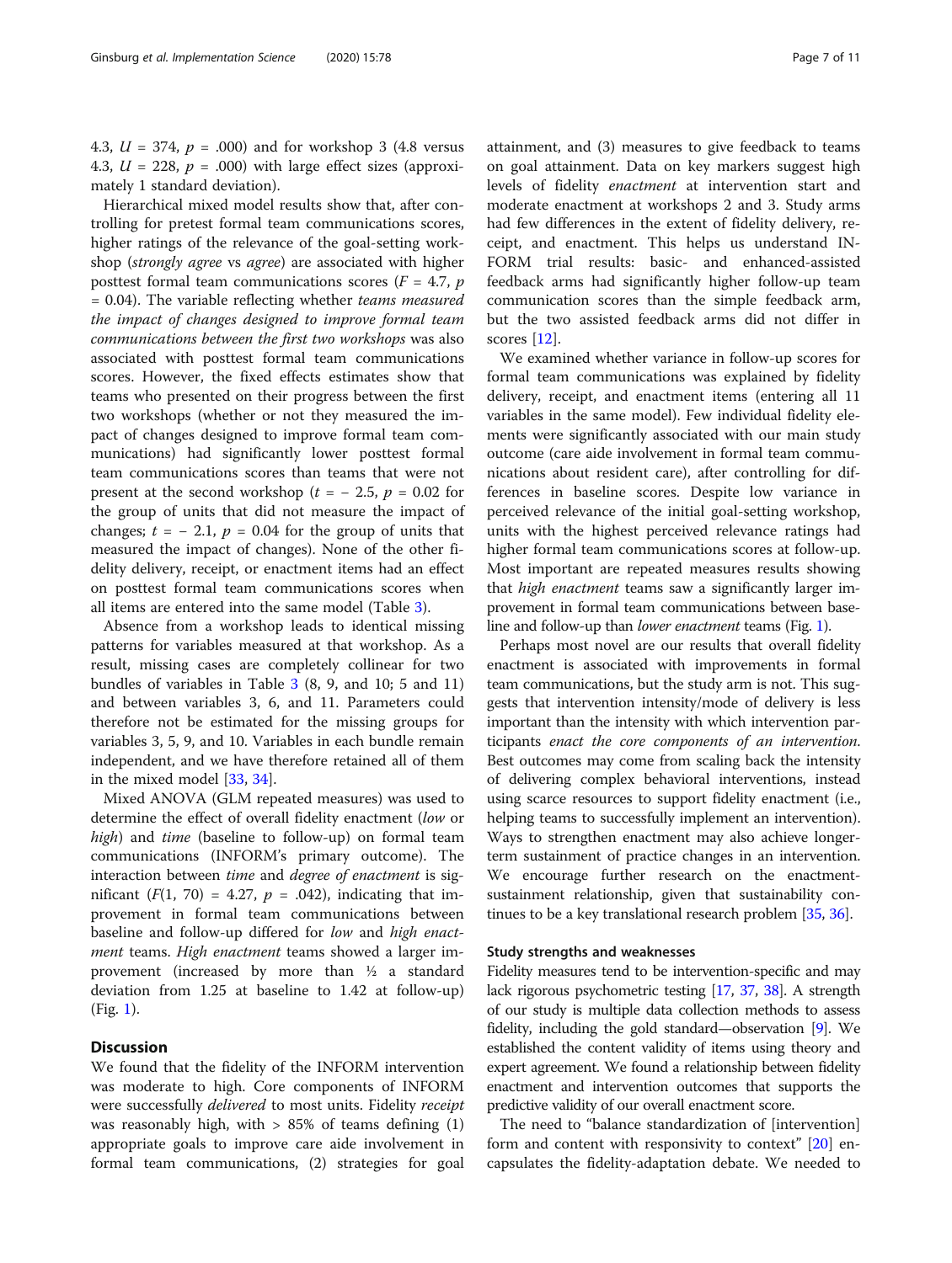4.3, $U = 374$, $p = .000$) and for workshop 3 (4.8 versus 4.3, $U = 228$, $p = .000$) with large effect sizes (approximately 1 standard deviation).

Hierarchical mixed model results show that, after controlling for pretest formal team communications scores, higher ratings of the relevance of the goal-setting workshop (*strongly agree* vs *agree*) are associated with higher posttest formal team communications scores ($F = 4.7$, $p = 0.04$). The variable reflecting whether *teams measured the impact of changes designed to improve formal team communications between the first two workshops* was also associated with posttest formal team communications scores. However, the fixed effects estimates show that teams who presented on their progress between the first two workshops (whether or not they measured the impact of changes designed to improve formal team communications) had significantly lower posttest formal team communications scores than teams that were not present at the second workshop ($t = -2.5$, $p = 0.02$ for the group of units that did not measure the impact of changes; $t = -2.1$, $p = 0.04$ for the group of units that measured the impact of changes). None of the other fidelity delivery, receipt, or enactment items had an effect on posttest formal team communications scores when all items are entered into the same model (Table 3).

Absence from a workshop leads to identical missing patterns for variables measured at that workshop. As a result, missing cases are completely collinear for two bundles of variables in Table 3 (8, 9, and 10; 5 and 11) and between variables 3, 6, and 11. Parameters could therefore not be estimated for the missing groups for variables 3, 5, 9, and 10. Variables in each bundle remain independent, and we have therefore retained all of them in the mixed model [33, 34].

Mixed ANOVA (GLM repeated measures) was used to determine the effect of overall fidelity enactment (*low* or *high*) and *time* (baseline to follow-up) on formal team communications (INFORM's primary outcome). The interaction between *time* and *degree of enactment* is significant ($F(1, 70) = 4.27$, $p = .042$), indicating that improvement in formal team communications between baseline and follow-up differed for *low* and *high enactment* teams. *High enactment* teams showed a larger improvement (increased by more than ½ a standard deviation from 1.25 at baseline to 1.42 at follow-up) (Fig. 1).

## Discussion

We found that the fidelity of the INFORM intervention was moderate to high. Core components of INFORM were successfully *delivered* to most units. Fidelity *receipt* was reasonably high, with > 85% of teams defining (1) appropriate goals to improve care aide involvement in formal team communications, (2) strategies for goal attainment, and (3) measures to give feedback to teams on goal attainment. Data on key markers suggest high levels of fidelity *enactment* at intervention start and moderate enactment at workshops 2 and 3. Study arms had few differences in the extent of fidelity delivery, receipt, and enactment. This helps us understand INFORM trial results: basic- and enhanced-assisted feedback arms had significantly higher follow-up team communication scores than the simple feedback arm, but the two assisted feedback arms did not differ in scores [12].

We examined whether variance in follow-up scores for formal team communications was explained by fidelity delivery, receipt, and enactment items (entering all 11 variables in the same model). Few individual fidelity elements were significantly associated with our main study outcome (care aide involvement in formal team communications about resident care), after controlling for differences in baseline scores. Despite low variance in perceived relevance of the initial goal-setting workshop, units with the highest perceived relevance ratings had higher formal team communications scores at follow-up. Most important are repeated measures results showing that *high enactment* teams saw a significantly larger improvement in formal team communications between baseline and follow-up than *lower enactment* teams (Fig. 1).

Perhaps most novel are our results that overall fidelity enactment is associated with improvements in formal team communications, but the study arm is not. This suggests that intervention intensity/mode of delivery is less important than the intensity with which intervention participants *enact the core components of an intervention*. Best outcomes may come from scaling back the intensity of delivering complex behavioral interventions, instead using scarce resources to support fidelity enactment (i.e., helping teams to successfully implement an intervention). Ways to strengthen enactment may also achieve longer-term sustainment of practice changes in an intervention. We encourage further research on the enactment-sustainment relationship, given that sustainability continues to be a key translational research problem [35, 36].

### Study strengths and weaknesses

Fidelity measures tend to be intervention-specific and may lack rigorous psychometric testing [17, 37, 38]. A strength of our study is multiple data collection methods to assess fidelity, including the gold standard—observation [9]. We established the content validity of items using theory and expert agreement. We found a relationship between fidelity enactment and intervention outcomes that supports the predictive validity of our overall enactment score.

The need to "balance standardization of [intervention] form and content with responsivity to context" [20] encapsulates the fidelity-adaptation debate. We needed to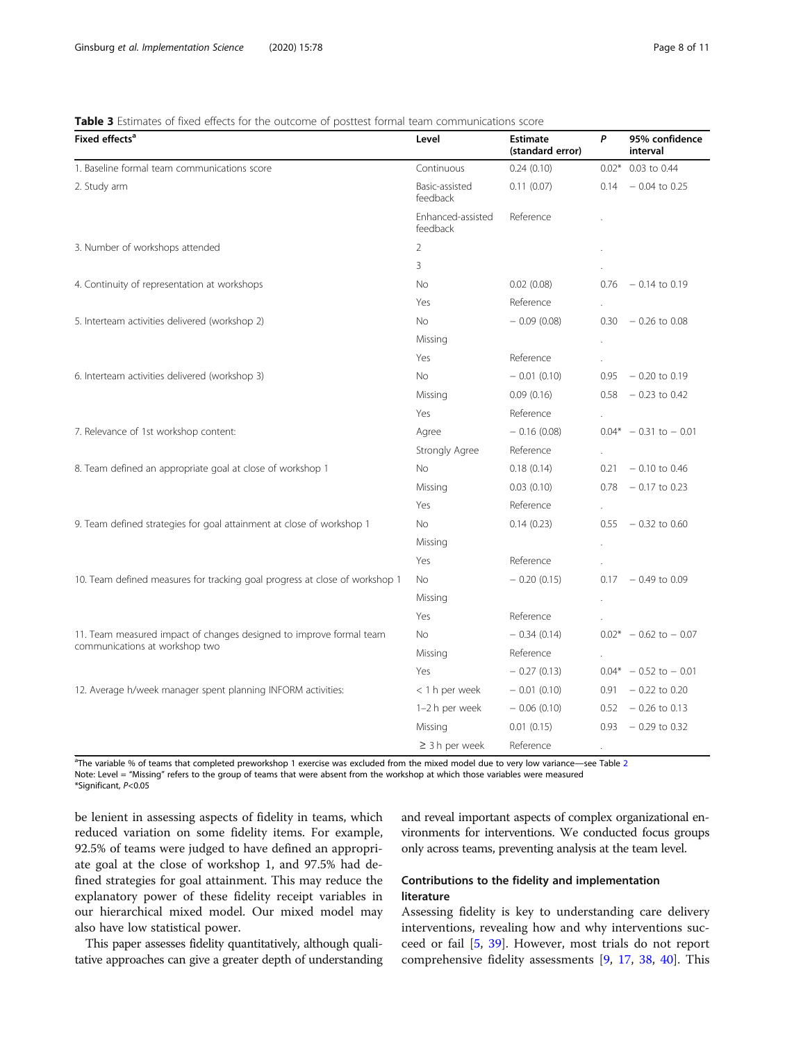**Table 3** Estimates of fixed effects for the outcome of posttest formal team communications score

| Fixed effects[a] | Level | Estimate (standard error) | P | 95% confidence interval |
|---|---|---|---|---|
| 1. Baseline formal team communications score | Continuous | 0.24 (0.10) | 0.02* | 0.03 to 0.44 |
| 2. Study arm | Basic-assisted feedback | 0.11 (0.07) | 0.14 | − 0.04 to 0.25 |
| | Enhanced-assisted feedback | Reference | . | |
| 3. Number of workshops attended | 2 | | . | |
| | 3 | | . | |
| 4. Continuity of representation at workshops | No | 0.02 (0.08) | 0.76 | − 0.14 to 0.19 |
| | Yes | Reference | . | |
| 5. Interteam activities delivered (workshop 2) | No | − 0.09 (0.08) | 0.30 | − 0.26 to 0.08 |
| | Missing | | . | |
| | Yes | Reference | . | |
| 6. Interteam activities delivered (workshop 3) | No | − 0.01 (0.10) | 0.95 | − 0.20 to 0.19 |
| | Missing | 0.09 (0.16) | 0.58 | − 0.23 to 0.42 |
| | Yes | Reference | . | |
| 7. Relevance of 1st workshop content: | Agree | − 0.16 (0.08) | 0.04* | − 0.31 to − 0.01 |
| | Strongly Agree | Reference | . | |
| 8. Team defined an appropriate goal at close of workshop 1 | No | 0.18 (0.14) | 0.21 | − 0.10 to 0.46 |
| | Missing | 0.03 (0.10) | 0.78 | − 0.17 to 0.23 |
| | Yes | Reference | . | |
| 9. Team defined strategies for goal attainment at close of workshop 1 | No | 0.14 (0.23) | 0.55 | − 0.32 to 0.60 |
| | Missing | | . | |
| | Yes | Reference | . | |
| 10. Team defined measures for tracking goal progress at close of workshop 1 | No | − 0.20 (0.15) | 0.17 | − 0.49 to 0.09 |
| | Missing | | . | |
| | Yes | Reference | . | |
| 11. Team measured impact of changes designed to improve formal team communications at workshop two | No | − 0.34 (0.14) | 0.02* | − 0.62 to − 0.07 |
| | Missing | Reference | . | |
| | Yes | − 0.27 (0.13) | 0.04* | − 0.52 to − 0.01 |
| 12. Average h/week manager spent planning INFORM activities: | < 1 h per week | − 0.01 (0.10) | 0.91 | − 0.22 to 0.20 |
| | 1–2 h per week | − 0.06 (0.10) | 0.52 | − 0.26 to 0.13 |
| | Missing | 0.01 (0.15) | 0.93 | − 0.29 to 0.32 |
| | ≥ 3 h per week | Reference | . | |

[a]The variable % of teams that completed preworkshop 1 exercise was excluded from the mixed model due to very low variance—see Table 2
Note: Level = "Missing" refers to the group of teams that were absent from the workshop at which those variables were measured
*Significant, $P<0.05$

be lenient in assessing aspects of fidelity in teams, which reduced variation on some fidelity items. For example, 92.5% of teams were judged to have defined an appropriate goal at the close of workshop 1, and 97.5% had defined strategies for goal attainment. This may reduce the explanatory power of these fidelity receipt variables in our hierarchical mixed model. Our mixed model may also have low statistical power.

This paper assesses fidelity quantitatively, although qualitative approaches can give a greater depth of understanding and reveal important aspects of complex organizational environments for interventions. We conducted focus groups only across teams, preventing analysis at the team level.

### Contributions to the fidelity and implementation literature

Assessing fidelity is key to understanding care delivery interventions, revealing how and why interventions succeed or fail [5, 39]. However, most trials do not report comprehensive fidelity assessments [9, 17, 38, 40]. This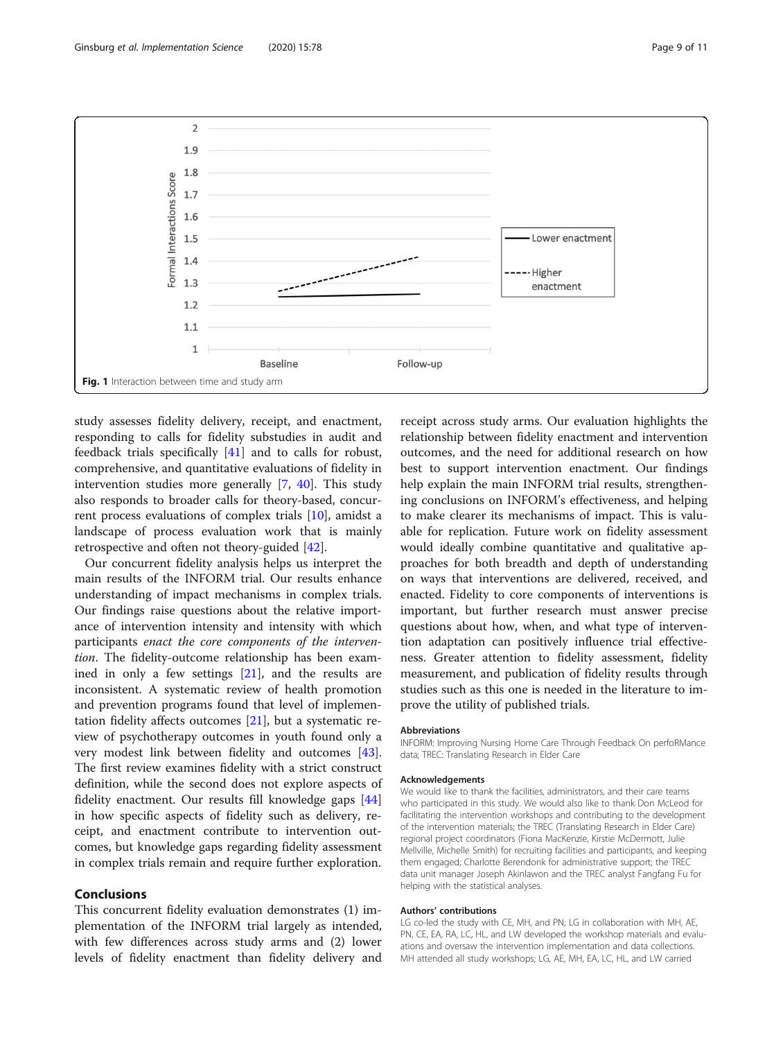Fig. 1 Interaction between time and study arm

study assesses fidelity delivery, receipt, and enactment, responding to calls for fidelity substudies in audit and feedback trials specifically [41] and to calls for robust, comprehensive, and quantitative evaluations of fidelity in intervention studies more generally [7, 40]. This study also responds to broader calls for theory-based, concurrent process evaluations of complex trials [10], amidst a landscape of process evaluation work that is mainly retrospective and often not theory-guided [42].

Our concurrent fidelity analysis helps us interpret the main results of the INFORM trial. Our results enhance understanding of impact mechanisms in complex trials. Our findings raise questions about the relative importance of intervention intensity and intensity with which participants *enact the core components of the intervention*. The fidelity-outcome relationship has been examined in only a few settings [21], and the results are inconsistent. A systematic review of health promotion and prevention programs found that level of implementation fidelity affects outcomes [21], but a systematic review of psychotherapy outcomes in youth found only a very modest link between fidelity and outcomes [43]. The first review examines fidelity with a strict construct definition, while the second does not explore aspects of fidelity enactment. Our results fill knowledge gaps [44] in how specific aspects of fidelity such as delivery, receipt, and enactment contribute to intervention outcomes, but knowledge gaps regarding fidelity assessment in complex trials remain and require further exploration.

## Conclusions

This concurrent fidelity evaluation demonstrates (1) implementation of the INFORM trial largely as intended, with few differences across study arms and (2) lower levels of fidelity enactment than fidelity delivery and receipt across study arms. Our evaluation highlights the relationship between fidelity enactment and intervention outcomes, and the need for additional research on how best to support intervention enactment. Our findings help explain the main INFORM trial results, strengthening conclusions on INFORM's effectiveness, and helping to make clearer its mechanisms of impact. This is valuable for replication. Future work on fidelity assessment would ideally combine quantitative and qualitative approaches for both breadth and depth of understanding on ways that interventions are delivered, received, and enacted. Fidelity to core components of interventions is important, but further research must answer precise questions about how, when, and what type of intervention adaptation can positively influence trial effectiveness. Greater attention to fidelity assessment, fidelity measurement, and publication of fidelity results through studies such as this one is needed in the literature to improve the utility of published trials.

### Abbreviations

INFORM: Improving Nursing Home Care Through Feedback On perfoRMance data; TREC: Translating Research in Elder Care

### Acknowledgements

We would like to thank the facilities, administrators, and their care teams who participated in this study. We would also like to thank Don McLeod for facilitating the intervention workshops and contributing to the development of the intervention materials; the TREC (Translating Research in Elder Care) regional project coordinators (Fiona MacKenzie, Kirstie McDermott, Julie Mellville, Michelle Smith) for recruiting facilities and participants, and keeping them engaged; Charlotte Berendonk for administrative support; the TREC data unit manager Joseph Akinlawon and the TREC analyst Fangfang Fu for helping with the statistical analyses.

### Authors' contributions

LG co-led the study with CE, MH, and PN; LG in collaboration with MH, AE, PN, CE, EA, RA, LC, HL, and LW developed the workshop materials and evaluations and oversaw the intervention implementation and data collections. MH attended all study workshops; LG, AE, MH, EA, LC, HL, and LW carried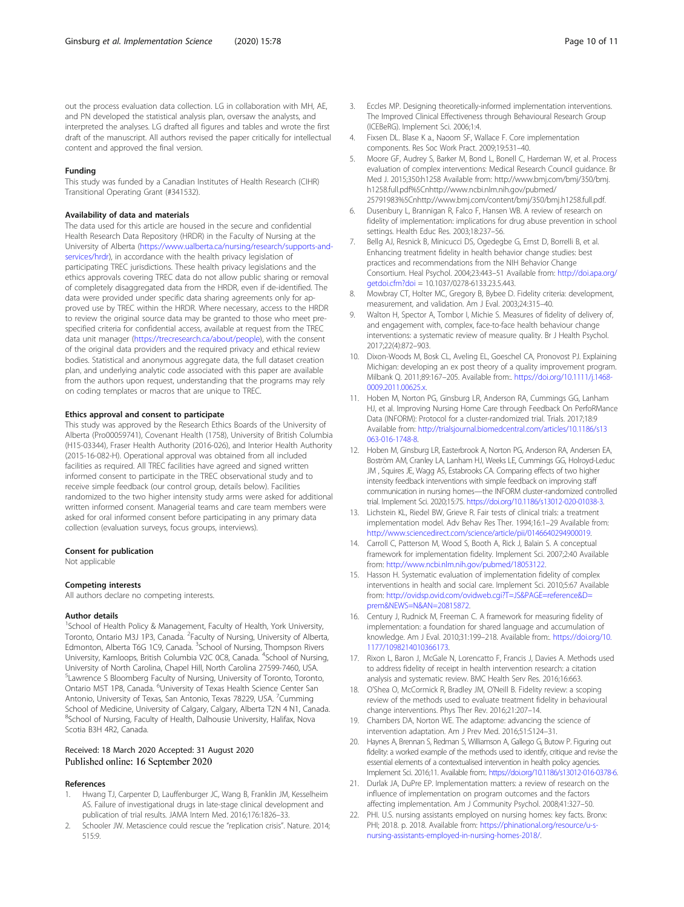out the process evaluation data collection. LG in collaboration with MH, AE, and PN developed the statistical analysis plan, oversaw the analysts, and interpreted the analyses. LG drafted all figures and tables and wrote the first draft of the manuscript. All authors revised the paper critically for intellectual content and approved the final version.

### Funding

This study was funded by a Canadian Institutes of Health Research (CIHR) Transitional Operating Grant (#341532).

### Availability of data and materials

The data used for this article are housed in the secure and confidential Health Research Data Repository (HRDR) in the Faculty of Nursing at the University of Alberta (https://www.ualberta.ca/nursing/research/supports-and-services/hrdr), in accordance with the health privacy legislation of participating TREC jurisdictions. These health privacy legislations and the ethics approvals covering TREC data do not allow public sharing or removal of completely disaggregated data from the HRDR, even if de-identified. The data were provided under specific data sharing agreements only for approved use by TREC within the HRDR. Where necessary, access to the HRDR to review the original source data may be granted to those who meet pre-specified criteria for confidential access, available at request from the TREC data unit manager (https://trecresearch.ca/about/people), with the consent of the original data providers and the required privacy and ethical review bodies. Statistical and anonymous aggregate data, the full dataset creation plan, and underlying analytic code associated with this paper are available from the authors upon request, understanding that the programs may rely on coding templates or macros that are unique to TREC.

### Ethics approval and consent to participate

This study was approved by the Research Ethics Boards of the University of Alberta (Pro00059741), Covenant Health (1758), University of British Columbia (H15-03344), Fraser Health Authority (2016-026), and Interior Health Authority (2015-16-082-H). Operational approval was obtained from all included facilities as required. All TREC facilities have agreed and signed written informed consent to participate in the TREC observational study and to receive simple feedback (our control group, details below). Facilities randomized to the two higher intensity study arms were asked for additional written informed consent. Managerial teams and care team members were asked for oral informed consent before participating in any primary data collection (evaluation surveys, focus groups, interviews).

### Consent for publication

Not applicable

### Competing interests

All authors declare no competing interests.

### Author details

[1]School of Health Policy & Management, Faculty of Health, York University, Toronto, Ontario M3J 1P3, Canada. [2]Faculty of Nursing, University of Alberta, Edmonton, Alberta T6G 1C9, Canada. [3]School of Nursing, Thompson Rivers University, Kamloops, British Columbia V2C 0C8, Canada. [4]School of Nursing, University of North Carolina, Chapel Hill, North Carolina 27599-7460, USA. [5]Lawrence S Bloomberg Faculty of Nursing, University of Toronto, Toronto, Ontario M5T 1P8, Canada. [6]University of Texas Health Science Center San Antonio, University of Texas, San Antonio, Texas 78229, USA. [7]Cumming School of Medicine, University of Calgary, Calgary, Alberta T2N 4 N1, Canada. [8]School of Nursing, Faculty of Health, Dalhousie University, Halifax, Nova Scotia B3H 4R2, Canada.

Received: 18 March 2020 Accepted: 31 August 2020
Published online: 16 September 2020

### References

1. Hwang TJ, Carpenter D, Lauffenburger JC, Wang B, Franklin JM, Kesselheim AS. Failure of investigational drugs in late-stage clinical development and publication of trial results. JAMA Intern Med. 2016;176:1826–33.
2. Schooler JW. Metascience could rescue the "replication crisis". Nature. 2014; 515:9.
3. Eccles MP. Designing theoretically-informed implementation interventions. The Improved Clinical Effectiveness through Behavioural Research Group (ICEBeRG). Implement Sci. 2006;1:4.
4. Fixsen DL. Blase K a., Naoom SF, Wallace F. Core implementation components. Res Soc Work Pract. 2009;19:531–40.
5. Moore GF, Audrey S, Barker M, Bond L, Bonell C, Hardeman W, et al. Process evaluation of complex interventions: Medical Research Council guidance. Br Med J. 2015;350:h1258 Available from: http://www.bmj.com/bmj/350/bmj.h1258.full.pdf%5Cnhttp://www.ncbi.nlm.nih.gov/pubmed/25791983%5Cnhttp://www.bmj.com/content/bmj/350/bmj.h1258.full.pdf.
6. Dusenbury L, Brannigan R, Falco F, Hansen WB. A review of research on fidelity of implementation: implications for drug abuse prevention in school settings. Health Educ Res. 2003;18:237–56.
7. Bellg AJ, Resnick B, Minicucci DS, Ogedegbe G, Ernst D, Borrelli B, et al. Enhancing treatment fidelity in health behavior change studies: best practices and recommendations from the NIH Behavior Change Consortium. Heal Psychol. 2004;23:443–51 Available from: http://doi.apa.org/getdoi.cfm?doi = 10.1037/0278-6133.23.5.443.
8. Mowbray CT, Holter MC, Gregory B, Bybee D. Fidelity criteria: development, measurement, and validation. Am J Eval. 2003;24:315–40.
9. Walton H, Spector A, Tombor I, Michie S. Measures of fidelity of delivery of, and engagement with, complex, face-to-face health behaviour change interventions: a systematic review of measure quality. Br J Health Psychol. 2017;22(4):872–903.
10. Dixon-Woods M, Bosk CL, Aveling EL, Goeschel CA, Pronovost PJ. Explaining Michigan: developing an ex post theory of a quality improvement program. Milbank Q. 2011;89:167–205. Available from:. https://doi.org/10.1111/j.1468-0009.2011.00625.x.
11. Hoben M, Norton PG, Ginsburg LR, Anderson RA, Cummings GG, Lanham HJ, et al. Improving Nursing Home Care through Feedback On PerfoRMance Data (INFORM): Protocol for a cluster-randomized trial. Trials. 2017;18:9 Available from: http://trialsjournal.biomedcentral.com/articles/10.1186/s13063-016-1748-8.
12. Hoben M, Ginsburg LR, Easterbrook A, Norton PG, Anderson RA, Andersen EA, Boström AM, Cranley LA, Lanham HJ, Weeks LE, Cummings GG, Holroyd-Leduc JM , Squires JE, Wagg AS, Estabrooks CA. Comparing effects of two higher intensity feedback interventions with simple feedback on improving staff communication in nursing homes—the INFORM cluster-randomized controlled trial. Implement Sci. 2020;15:75. https://doi.org/10.1186/s13012-020-01038-3.
13. Lichstein KL, Riedel BW, Grieve R. Fair tests of clinical trials: a treatment implementation model. Adv Behav Res Ther. 1994;16:1–29 Available from: http://www.sciencedirect.com/science/article/pii/0146640294900019.
14. Carroll C, Patterson M, Wood S, Booth A, Rick J, Balain S. A conceptual framework for implementation fidelity. Implement Sci. 2007;2:40 Available from: http://www.ncbi.nlm.nih.gov/pubmed/18053122.
15. Hasson H. Systematic evaluation of implementation fidelity of complex interventions in health and social care. Implement Sci. 2010;5:67 Available from: http://ovidsp.ovid.com/ovidweb.cgi?T=JS&PAGE=reference&D=prem&NEWS=N&AN=20815872.
16. Century J, Rudnick M, Freeman C. A framework for measuring fidelity of implementation: a foundation for shared language and accumulation of knowledge. Am J Eval. 2010;31:199–218. Available from:. https://doi.org/10.1177/1098214010366173.
17. Rixon L, Baron J, McGale N, Lorencatto F, Francis J, Davies A. Methods used to address fidelity of receipt in health intervention research: a citation analysis and systematic review. BMC Health Serv Res. 2016;16:663.
18. O'Shea O, McCormick R, Bradley JM, O'Neill B. Fidelity review: a scoping review of the methods used to evaluate treatment fidelity in behavioural change interventions. Phys Ther Rev. 2016;21:207–14.
19. Chambers DA, Norton WE. The adaptome: advancing the science of intervention adaptation. Am J Prev Med. 2016;51:S124–31.
20. Haynes A, Brennan S, Redman S, Williamson A, Gallego G, Butow P. Figuring out fidelity: a worked example of the methods used to identify, critique and revise the essential elements of a contextualised intervention in health policy agencies. Implement Sci. 2016;11. Available from:. https://doi.org/10.1186/s13012-016-0378-6.
21. Durlak JA, DuPre EP. Implementation matters: a review of research on the influence of implementation on program outcomes and the factors affecting implementation. Am J Community Psychol. 2008;41:327–50.
22. PHI. U.S. nursing assistants employed on nursing homes: key facts. Bronx: PHI; 2018. p. 2018. Available from: https://phinational.org/resource/u-s-nursing-assistants-employed-in-nursing-homes-2018/.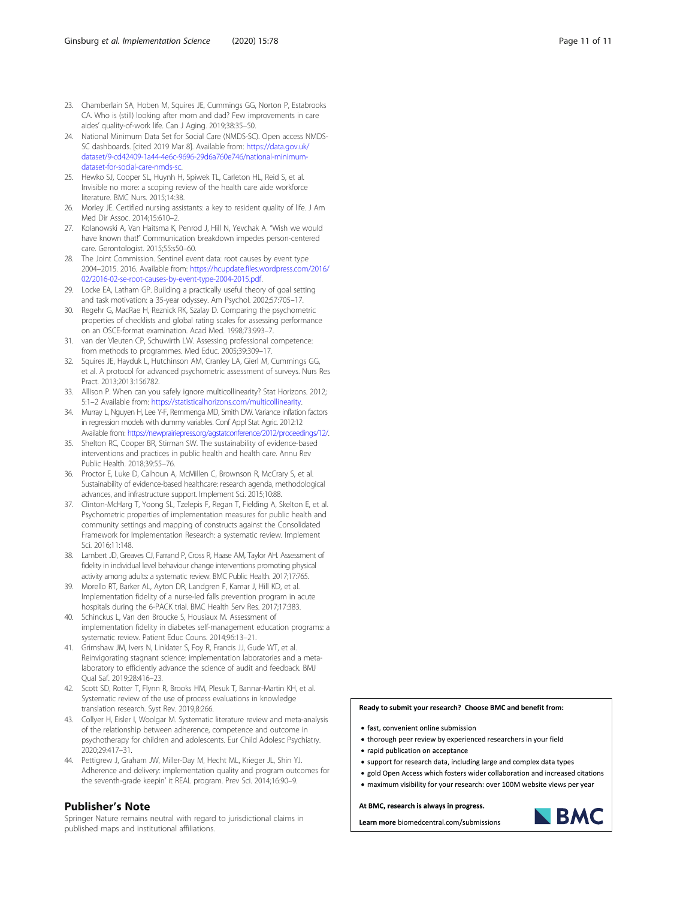23. Chamberlain SA, Hoben M, Squires JE, Cummings GG, Norton P, Estabrooks CA. Who is (still) looking after mom and dad? Few improvements in care aides' quality-of-work life. Can J Aging. 2019;38:35–50.
24. National Minimum Data Set for Social Care (NMDS-SC). Open access NMDS-SC dashboards. [cited 2019 Mar 8]. Available from: https://data.gov.uk/dataset/9-cd42409-1a44-4e6c-9696-29d6a760e746/national-minimum-dataset-for-social-care-nmds-sc.
25. Hewko SJ, Cooper SL, Huynh H, Spiwek TL, Carleton HL, Reid S, et al. Invisible no more: a scoping review of the health care aide workforce literature. BMC Nurs. 2015;14:38.
26. Morley JE. Certified nursing assistants: a key to resident quality of life. J Am Med Dir Assoc. 2014;15:610–2.
27. Kolanowski A, Van Haitsma K, Penrod J, Hill N, Yevchak A. "Wish we would have known that!" Communication breakdown impedes person-centered care. Gerontologist. 2015;55:s50–60.
28. The Joint Commission. Sentinel event data: root causes by event type 2004–2015. 2016. Available from: https://hcupdate.files.wordpress.com/2016/02/2016-02-se-root-causes-by-event-type-2004-2015.pdf.
29. Locke EA, Latham GP. Building a practically useful theory of goal setting and task motivation: a 35-year odyssey. Am Psychol. 2002;57:705–17.
30. Regehr G, MacRae H, Reznick RK, Szalay D. Comparing the psychometric properties of checklists and global rating scales for assessing performance on an OSCE-format examination. Acad Med. 1998;73:993–7.
31. van der Vleuten CP, Schuwirth LW. Assessing professional competence: from methods to programmes. Med Educ. 2005;39:309–17.
32. Squires JE, Hayduk L, Hutchinson AM, Cranley LA, Gierl M, Cummings GG, et al. A protocol for advanced psychometric assessment of surveys. Nurs Res Pract. 2013;2013:156782.
33. Allison P. When can you safely ignore multicollinearity? Stat Horizons. 2012; 5:1–2 Available from: https://statisticalhorizons.com/multicollinearity.
34. Murray L, Nguyen H, Lee Y-F, Remmenga MD, Smith DW. Variance inflation factors in regression models with dummy variables. Conf Appl Stat Agric. 2012:12 Available from: https://newprairiepress.org/agstatconference/2012/proceedings/12/.
35. Shelton RC, Cooper BR, Stirman SW. The sustainability of evidence-based interventions and practices in public health and health care. Annu Rev Public Health. 2018;39:55–76.
36. Proctor E, Luke D, Calhoun A, McMillen C, Brownson R, McCrary S, et al. Sustainability of evidence-based healthcare: research agenda, methodological advances, and infrastructure support. Implement Sci. 2015;10:88.
37. Clinton-McHarg T, Yoong SL, Tzelepis F, Regan T, Fielding A, Skelton E, et al. Psychometric properties of implementation measures for public health and community settings and mapping of constructs against the Consolidated Framework for Implementation Research: a systematic review. Implement Sci. 2016;11:148.
38. Lambert JD, Greaves CJ, Farrand P, Cross R, Haase AM, Taylor AH. Assessment of fidelity in individual level behaviour change interventions promoting physical activity among adults: a systematic review. BMC Public Health. 2017;17:765.
39. Morello RT, Barker AL, Ayton DR, Landgren F, Kamar J, Hill KD, et al. Implementation fidelity of a nurse-led falls prevention program in acute hospitals during the 6-PACK trial. BMC Health Serv Res. 2017;17:383.
40. Schinckus L, Van den Broucke S, Housiaux M. Assessment of implementation fidelity in diabetes self-management education programs: a systematic review. Patient Educ Couns. 2014;96:13–21.
41. Grimshaw JM, Ivers N, Linklater S, Foy R, Francis JJ, Gude WT, et al. Reinvigorating stagnant science: implementation laboratories and a meta-laboratory to efficiently advance the science of audit and feedback. BMJ Qual Saf. 2019;28:416–23.
42. Scott SD, Rotter T, Flynn R, Brooks HM, Plesuk T, Bannar-Martin KH, et al. Systematic review of the use of process evaluations in knowledge translation research. Syst Rev. 2019;8:266.
43. Collyer H, Eisler I, Woolgar M. Systematic literature review and meta-analysis of the relationship between adherence, competence and outcome in psychotherapy for children and adolescents. Eur Child Adolesc Psychiatry. 2020;29:417–31.
44. Pettigrew J, Graham JW, Miller-Day M, Hecht ML, Krieger JL, Shin YJ. Adherence and delivery: implementation quality and program outcomes for the seventh-grade keepin' it REAL program. Prev Sci. 2014;16:90–9.

## Publisher's Note

Springer Nature remains neutral with regard to jurisdictional claims in published maps and institutional affiliations.

**Ready to submit your research? Choose BMC and benefit from:**

- fast, convenient online submission
- thorough peer review by experienced researchers in your field
- rapid publication on acceptance
- support for research data, including large and complex data types
- gold Open Access which fosters wider collaboration and increased citations
- maximum visibility for your research: over 100M website views per year

**At BMC, research is always in progress.**

**Learn more** biomedcentral.com/submissions